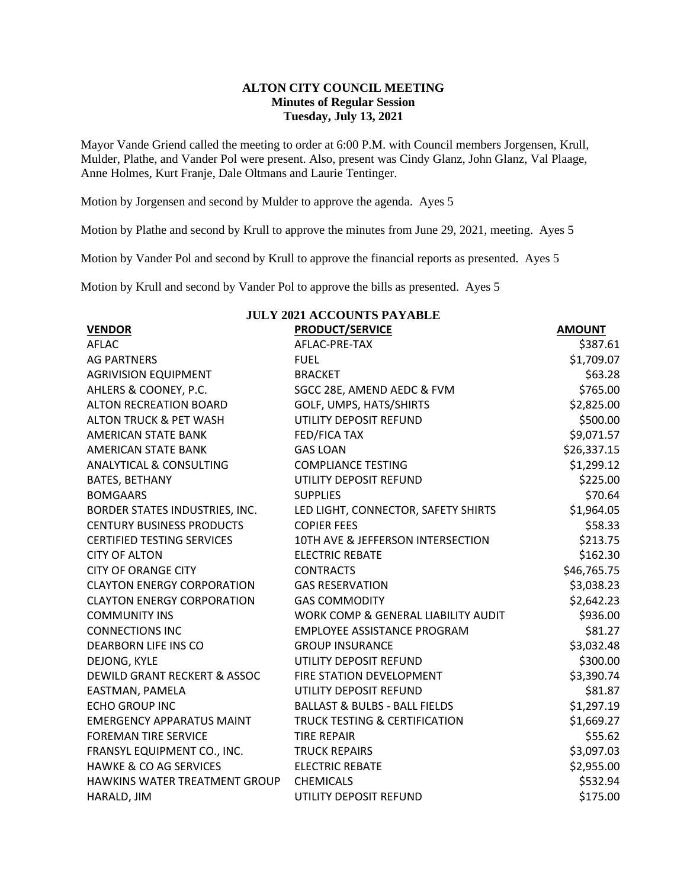**ALTON CITY COUNCIL MEETING**
**Minutes of Regular Session**
**Tuesday, July 13, 2021**

Mayor Vande Griend called the meeting to order at 6:00 P.M. with Council members Jorgensen, Krull, Mulder, Plathe, and Vander Pol were present. Also, present was Cindy Glanz, John Glanz, Val Plaage, Anne Holmes, Kurt Franje, Dale Oltmans and Laurie Tentinger.

Motion by Jorgensen and second by Mulder to approve the agenda. Ayes 5

Motion by Plathe and second by Krull to approve the minutes from June 29, 2021, meeting. Ayes 5

Motion by Vander Pol and second by Krull to approve the financial reports as presented. Ayes 5

Motion by Krull and second by Vander Pol to approve the bills as presented. Ayes 5

**JULY 2021 ACCOUNTS PAYABLE**

| VENDOR | PRODUCT/SERVICE | AMOUNT |
|---|---|---|
| AFLAC | AFLAC-PRE-TAX | $387.61 |
| AG PARTNERS | FUEL | $1,709.07 |
| AGRIVISION EQUIPMENT | BRACKET | $63.28 |
| AHLERS & COONEY, P.C. | SGCC 28E, AMEND AEDC & FVM | $765.00 |
| ALTON RECREATION BOARD | GOLF, UMPS, HATS/SHIRTS | $2,825.00 |
| ALTON TRUCK & PET WASH | UTILITY DEPOSIT REFUND | $500.00 |
| AMERICAN STATE BANK | FED/FICA TAX | $9,071.57 |
| AMERICAN STATE BANK | GAS LOAN | $26,337.15 |
| ANALYTICAL & CONSULTING | COMPLIANCE TESTING | $1,299.12 |
| BATES, BETHANY | UTILITY DEPOSIT REFUND | $225.00 |
| BOMGAARS | SUPPLIES | $70.64 |
| BORDER STATES INDUSTRIES, INC. | LED LIGHT, CONNECTOR, SAFETY SHIRTS | $1,964.05 |
| CENTURY BUSINESS PRODUCTS | COPIER FEES | $58.33 |
| CERTIFIED TESTING SERVICES | 10TH AVE & JEFFERSON INTERSECTION | $213.75 |
| CITY OF ALTON | ELECTRIC REBATE | $162.30 |
| CITY OF ORANGE CITY | CONTRACTS | $46,765.75 |
| CLAYTON ENERGY CORPORATION | GAS RESERVATION | $3,038.23 |
| CLAYTON ENERGY CORPORATION | GAS COMMODITY | $2,642.23 |
| COMMUNITY INS | WORK COMP & GENERAL LIABILITY AUDIT | $936.00 |
| CONNECTIONS INC | EMPLOYEE ASSISTANCE PROGRAM | $81.27 |
| DEARBORN LIFE INS CO | GROUP INSURANCE | $3,032.48 |
| DEJONG, KYLE | UTILITY DEPOSIT REFUND | $300.00 |
| DEWILD GRANT RECKERT & ASSOC | FIRE STATION DEVELOPMENT | $3,390.74 |
| EASTMAN, PAMELA | UTILITY DEPOSIT REFUND | $81.87 |
| ECHO GROUP INC | BALLAST & BULBS - BALL FIELDS | $1,297.19 |
| EMERGENCY APPARATUS MAINT | TRUCK TESTING & CERTIFICATION | $1,669.27 |
| FOREMAN TIRE SERVICE | TIRE REPAIR | $55.62 |
| FRANSYL EQUIPMENT CO., INC. | TRUCK REPAIRS | $3,097.03 |
| HAWKE & CO AG SERVICES | ELECTRIC REBATE | $2,955.00 |
| HAWKINS WATER TREATMENT GROUP | CHEMICALS | $532.94 |
| HARALD, JIM | UTILITY DEPOSIT REFUND | $175.00 |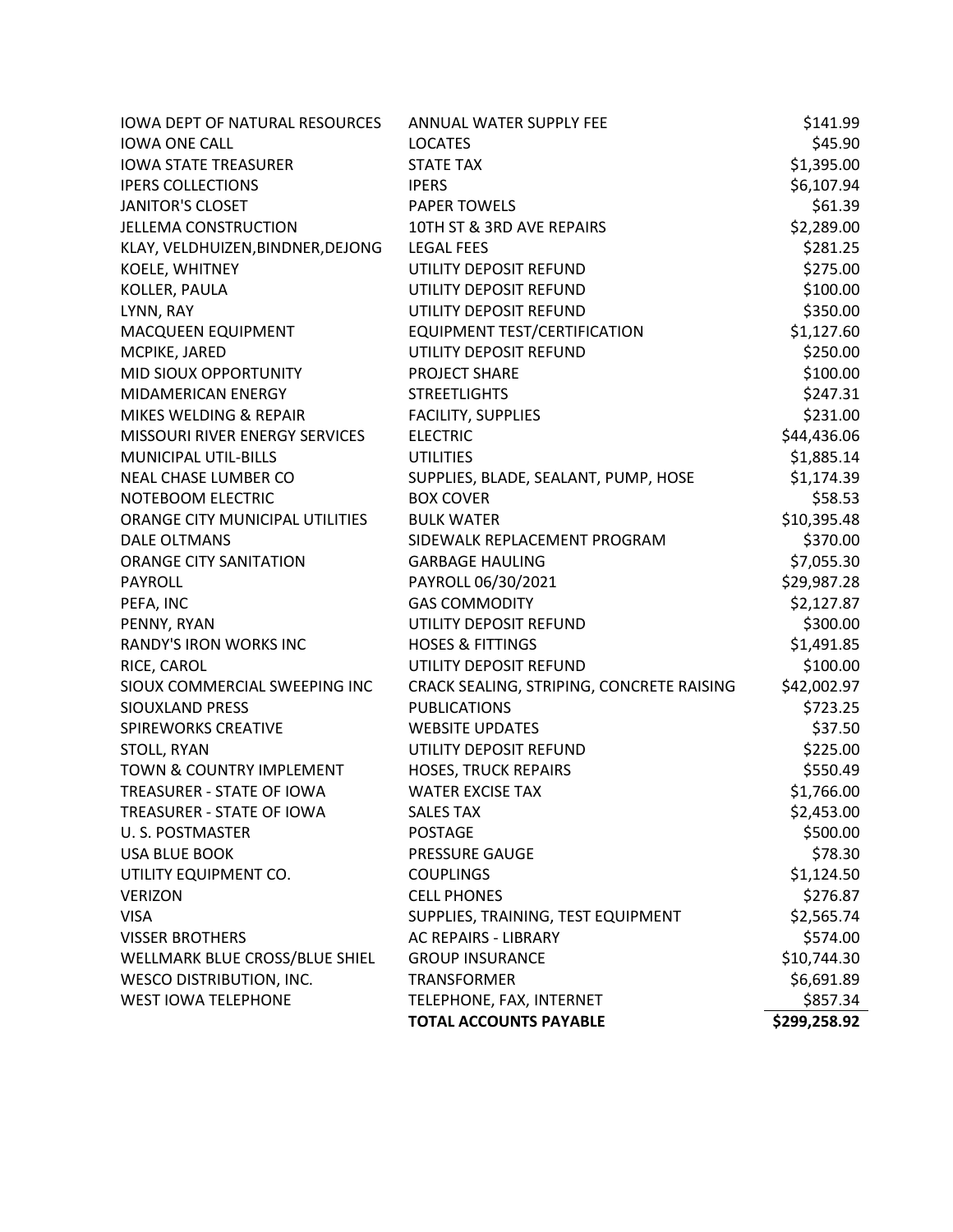| | | |
|---|---|---|
| IOWA DEPT OF NATURAL RESOURCES | ANNUAL WATER SUPPLY FEE | $141.99 |
| IOWA ONE CALL | LOCATES | $45.90 |
| IOWA STATE TREASURER | STATE TAX | $1,395.00 |
| IPERS COLLECTIONS | IPERS | $6,107.94 |
| JANITOR'S CLOSET | PAPER TOWELS | $61.39 |
| JELLEMA CONSTRUCTION | 10TH ST & 3RD AVE REPAIRS | $2,289.00 |
| KLAY, VELDHUIZEN,BINDNER,DEJONG | LEGAL FEES | $281.25 |
| KOELE, WHITNEY | UTILITY DEPOSIT REFUND | $275.00 |
| KOLLER, PAULA | UTILITY DEPOSIT REFUND | $100.00 |
| LYNN, RAY | UTILITY DEPOSIT REFUND | $350.00 |
| MACQUEEN EQUIPMENT | EQUIPMENT TEST/CERTIFICATION | $1,127.60 |
| MCPIKE, JARED | UTILITY DEPOSIT REFUND | $250.00 |
| MID SIOUX OPPORTUNITY | PROJECT SHARE | $100.00 |
| MIDAMERICAN ENERGY | STREETLIGHTS | $247.31 |
| MIKES WELDING & REPAIR | FACILITY, SUPPLIES | $231.00 |
| MISSOURI RIVER ENERGY SERVICES | ELECTRIC | $44,436.06 |
| MUNICIPAL UTIL-BILLS | UTILITIES | $1,885.14 |
| NEAL CHASE LUMBER CO | SUPPLIES, BLADE, SEALANT, PUMP, HOSE | $1,174.39 |
| NOTEBOOM ELECTRIC | BOX COVER | $58.53 |
| ORANGE CITY MUNICIPAL UTILITIES | BULK WATER | $10,395.48 |
| DALE OLTMANS | SIDEWALK REPLACEMENT PROGRAM | $370.00 |
| ORANGE CITY SANITATION | GARBAGE HAULING | $7,055.30 |
| PAYROLL | PAYROLL 06/30/2021 | $29,987.28 |
| PEFA, INC | GAS COMMODITY | $2,127.87 |
| PENNY, RYAN | UTILITY DEPOSIT REFUND | $300.00 |
| RANDY'S IRON WORKS INC | HOSES & FITTINGS | $1,491.85 |
| RICE, CAROL | UTILITY DEPOSIT REFUND | $100.00 |
| SIOUX COMMERCIAL SWEEPING INC | CRACK SEALING, STRIPING, CONCRETE RAISING | $42,002.97 |
| SIOUXLAND PRESS | PUBLICATIONS | $723.25 |
| SPIREWORKS CREATIVE | WEBSITE UPDATES | $37.50 |
| STOLL, RYAN | UTILITY DEPOSIT REFUND | $225.00 |
| TOWN & COUNTRY IMPLEMENT | HOSES, TRUCK REPAIRS | $550.49 |
| TREASURER - STATE OF IOWA | WATER EXCISE TAX | $1,766.00 |
| TREASURER - STATE OF IOWA | SALES TAX | $2,453.00 |
| U. S. POSTMASTER | POSTAGE | $500.00 |
| USA BLUE BOOK | PRESSURE GAUGE | $78.30 |
| UTILITY EQUIPMENT CO. | COUPLINGS | $1,124.50 |
| VERIZON | CELL PHONES | $276.87 |
| VISA | SUPPLIES, TRAINING, TEST EQUIPMENT | $2,565.74 |
| VISSER BROTHERS | AC REPAIRS - LIBRARY | $574.00 |
| WELLMARK BLUE CROSS/BLUE SHIEL | GROUP INSURANCE | $10,744.30 |
| WESCO DISTRIBUTION, INC. | TRANSFORMER | $6,691.89 |
| WEST IOWA TELEPHONE | TELEPHONE, FAX, INTERNET | $857.34 |
| | **TOTAL ACCOUNTS PAYABLE** | **$299,258.92** |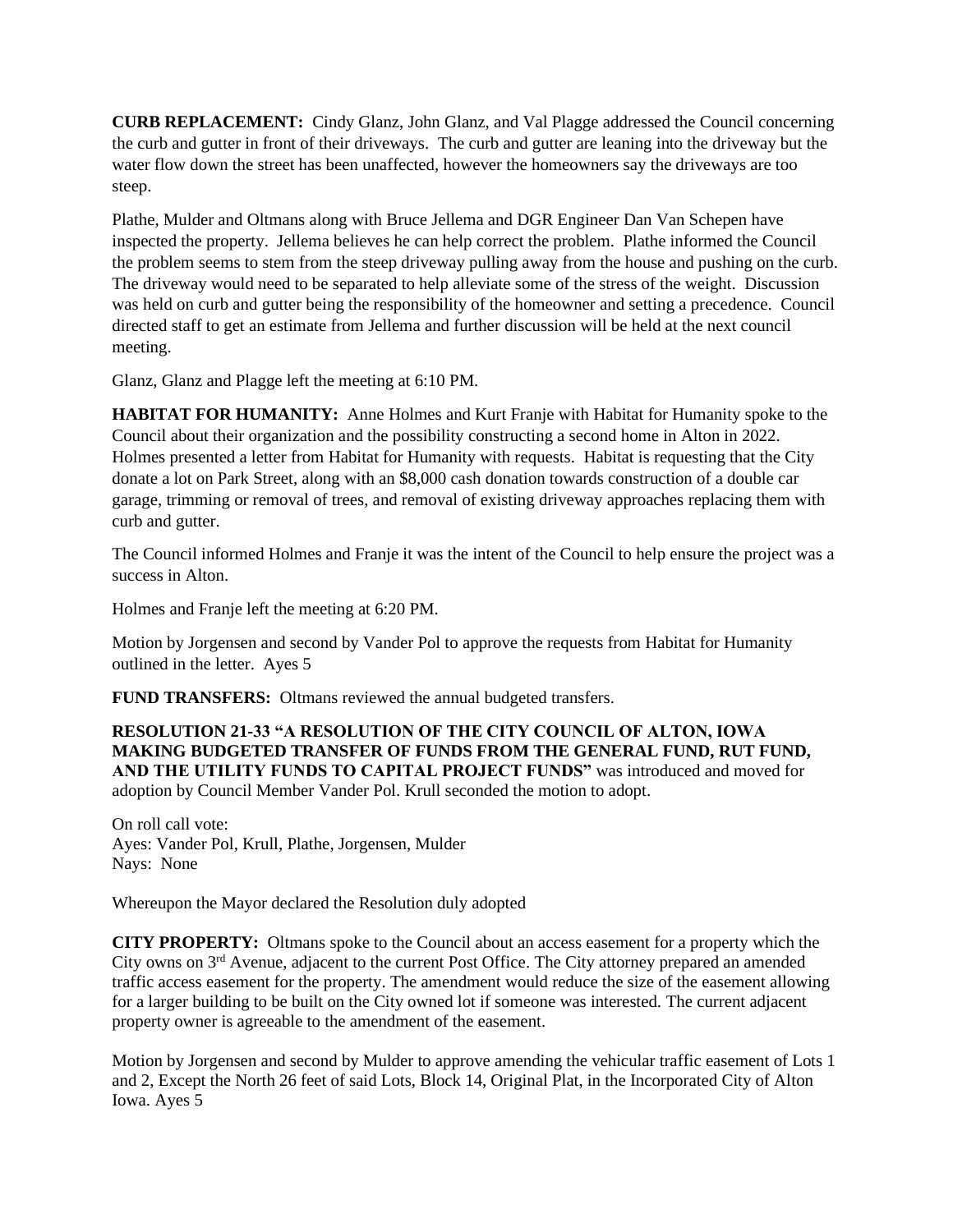**CURB REPLACEMENT:** Cindy Glanz, John Glanz, and Val Plagge addressed the Council concerning the curb and gutter in front of their driveways. The curb and gutter are leaning into the driveway but the water flow down the street has been unaffected, however the homeowners say the driveways are too steep.

Plathe, Mulder and Oltmans along with Bruce Jellema and DGR Engineer Dan Van Schepen have inspected the property. Jellema believes he can help correct the problem. Plathe informed the Council the problem seems to stem from the steep driveway pulling away from the house and pushing on the curb. The driveway would need to be separated to help alleviate some of the stress of the weight. Discussion was held on curb and gutter being the responsibility of the homeowner and setting a precedence. Council directed staff to get an estimate from Jellema and further discussion will be held at the next council meeting.

Glanz, Glanz and Plagge left the meeting at 6:10 PM.

**HABITAT FOR HUMANITY:** Anne Holmes and Kurt Franje with Habitat for Humanity spoke to the Council about their organization and the possibility constructing a second home in Alton in 2022. Holmes presented a letter from Habitat for Humanity with requests. Habitat is requesting that the City donate a lot on Park Street, along with an $8,000 cash donation towards construction of a double car garage, trimming or removal of trees, and removal of existing driveway approaches replacing them with curb and gutter.

The Council informed Holmes and Franje it was the intent of the Council to help ensure the project was a success in Alton.

Holmes and Franje left the meeting at 6:20 PM.

Motion by Jorgensen and second by Vander Pol to approve the requests from Habitat for Humanity outlined in the letter. Ayes 5

**FUND TRANSFERS:** Oltmans reviewed the annual budgeted transfers.

**RESOLUTION 21-33 "A RESOLUTION OF THE CITY COUNCIL OF ALTON, IOWA MAKING BUDGETED TRANSFER OF FUNDS FROM THE GENERAL FUND, RUT FUND, AND THE UTILITY FUNDS TO CAPITAL PROJECT FUNDS"** was introduced and moved for adoption by Council Member Vander Pol. Krull seconded the motion to adopt.

On roll call vote:
Ayes: Vander Pol, Krull, Plathe, Jorgensen, Mulder
Nays: None

Whereupon the Mayor declared the Resolution duly adopted

**CITY PROPERTY:** Oltmans spoke to the Council about an access easement for a property which the City owns on 3rd Avenue, adjacent to the current Post Office. The City attorney prepared an amended traffic access easement for the property. The amendment would reduce the size of the easement allowing for a larger building to be built on the City owned lot if someone was interested. The current adjacent property owner is agreeable to the amendment of the easement.

Motion by Jorgensen and second by Mulder to approve amending the vehicular traffic easement of Lots 1 and 2, Except the North 26 feet of said Lots, Block 14, Original Plat, in the Incorporated City of Alton Iowa. Ayes 5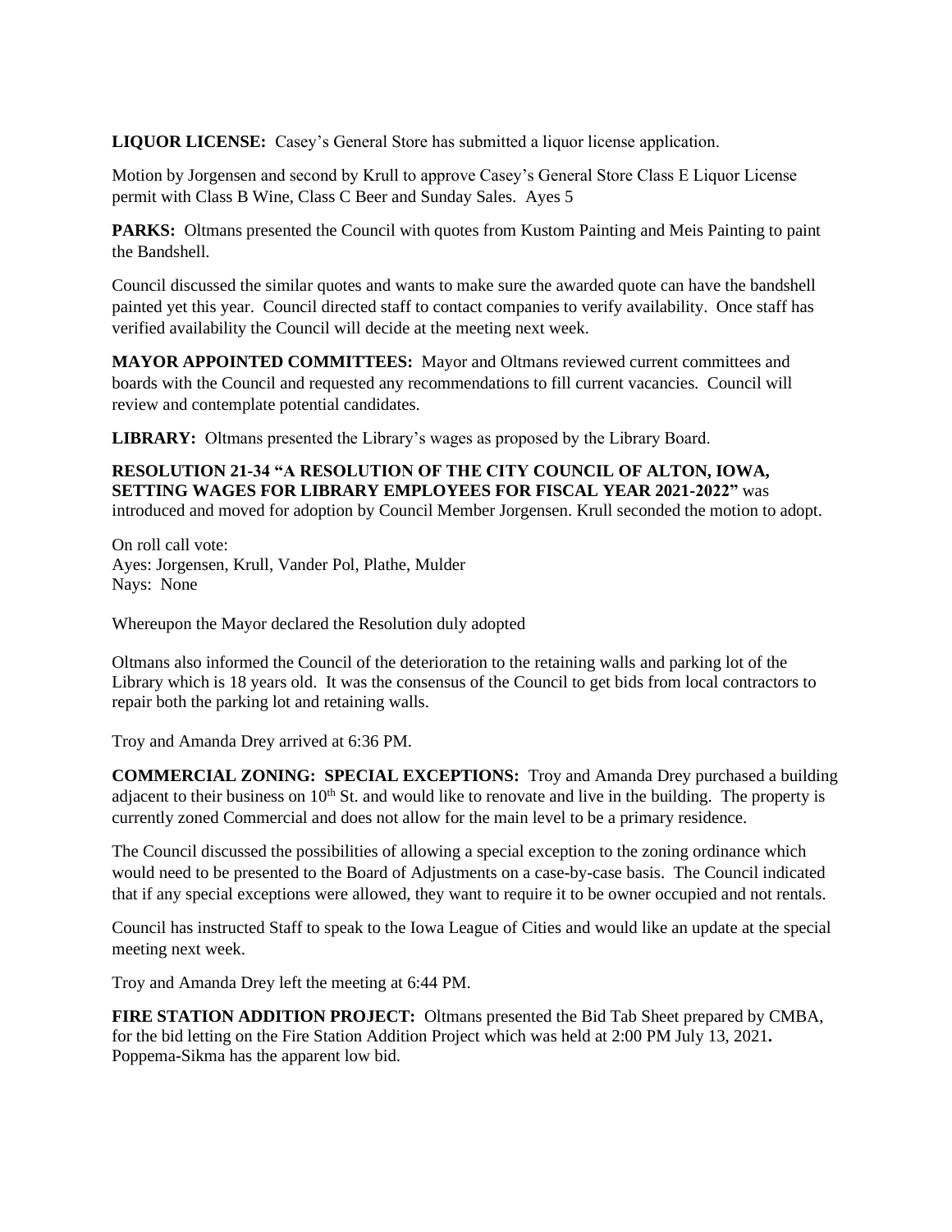**LIQUOR LICENSE:** Casey's General Store has submitted a liquor license application.

Motion by Jorgensen and second by Krull to approve Casey's General Store Class E Liquor License permit with Class B Wine, Class C Beer and Sunday Sales. Ayes 5

**PARKS:** Oltmans presented the Council with quotes from Kustom Painting and Meis Painting to paint the Bandshell.

Council discussed the similar quotes and wants to make sure the awarded quote can have the bandshell painted yet this year. Council directed staff to contact companies to verify availability. Once staff has verified availability the Council will decide at the meeting next week.

**MAYOR APPOINTED COMMITTEES:** Mayor and Oltmans reviewed current committees and boards with the Council and requested any recommendations to fill current vacancies. Council will review and contemplate potential candidates.

**LIBRARY:** Oltmans presented the Library's wages as proposed by the Library Board.

**RESOLUTION 21-34 "A RESOLUTION OF THE CITY COUNCIL OF ALTON, IOWA, SETTING WAGES FOR LIBRARY EMPLOYEES FOR FISCAL YEAR 2021-2022"** was introduced and moved for adoption by Council Member Jorgensen. Krull seconded the motion to adopt.

On roll call vote:
Ayes: Jorgensen, Krull, Vander Pol, Plathe, Mulder
Nays: None

Whereupon the Mayor declared the Resolution duly adopted

Oltmans also informed the Council of the deterioration to the retaining walls and parking lot of the Library which is 18 years old. It was the consensus of the Council to get bids from local contractors to repair both the parking lot and retaining walls.

Troy and Amanda Drey arrived at 6:36 PM.

**COMMERCIAL ZONING: SPECIAL EXCEPTIONS:** Troy and Amanda Drey purchased a building adjacent to their business on 10th St. and would like to renovate and live in the building. The property is currently zoned Commercial and does not allow for the main level to be a primary residence.

The Council discussed the possibilities of allowing a special exception to the zoning ordinance which would need to be presented to the Board of Adjustments on a case-by-case basis. The Council indicated that if any special exceptions were allowed, they want to require it to be owner occupied and not rentals.

Council has instructed Staff to speak to the Iowa League of Cities and would like an update at the special meeting next week.

Troy and Amanda Drey left the meeting at 6:44 PM.

**FIRE STATION ADDITION PROJECT:** Oltmans presented the Bid Tab Sheet prepared by CMBA, for the bid letting on the Fire Station Addition Project which was held at 2:00 PM July 13, 2021**.** Poppema-Sikma has the apparent low bid.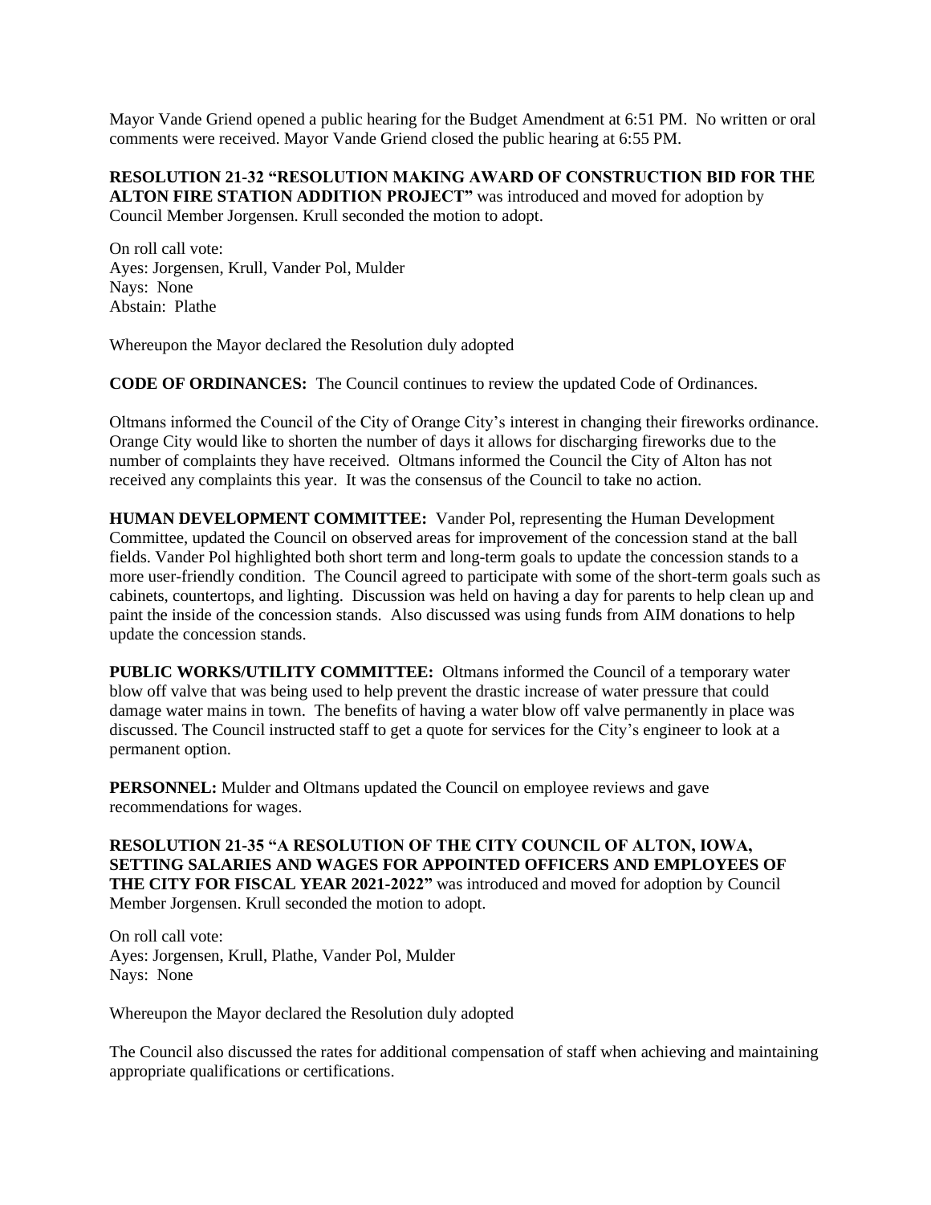Mayor Vande Griend opened a public hearing for the Budget Amendment at 6:51 PM. No written or oral comments were received. Mayor Vande Griend closed the public hearing at 6:55 PM.

**RESOLUTION 21-32 "RESOLUTION MAKING AWARD OF CONSTRUCTION BID FOR THE ALTON FIRE STATION ADDITION PROJECT"** was introduced and moved for adoption by Council Member Jorgensen. Krull seconded the motion to adopt.

On roll call vote:
Ayes: Jorgensen, Krull, Vander Pol, Mulder
Nays: None
Abstain: Plathe

Whereupon the Mayor declared the Resolution duly adopted

**CODE OF ORDINANCES:** The Council continues to review the updated Code of Ordinances.

Oltmans informed the Council of the City of Orange City's interest in changing their fireworks ordinance. Orange City would like to shorten the number of days it allows for discharging fireworks due to the number of complaints they have received. Oltmans informed the Council the City of Alton has not received any complaints this year. It was the consensus of the Council to take no action.

**HUMAN DEVELOPMENT COMMITTEE:** Vander Pol, representing the Human Development Committee, updated the Council on observed areas for improvement of the concession stand at the ball fields. Vander Pol highlighted both short term and long-term goals to update the concession stands to a more user-friendly condition. The Council agreed to participate with some of the short-term goals such as cabinets, countertops, and lighting. Discussion was held on having a day for parents to help clean up and paint the inside of the concession stands. Also discussed was using funds from AIM donations to help update the concession stands.

**PUBLIC WORKS/UTILITY COMMITTEE:** Oltmans informed the Council of a temporary water blow off valve that was being used to help prevent the drastic increase of water pressure that could damage water mains in town. The benefits of having a water blow off valve permanently in place was discussed. The Council instructed staff to get a quote for services for the City's engineer to look at a permanent option.

**PERSONNEL:** Mulder and Oltmans updated the Council on employee reviews and gave recommendations for wages.

**RESOLUTION 21-35 "A RESOLUTION OF THE CITY COUNCIL OF ALTON, IOWA, SETTING SALARIES AND WAGES FOR APPOINTED OFFICERS AND EMPLOYEES OF THE CITY FOR FISCAL YEAR 2021-2022"** was introduced and moved for adoption by Council Member Jorgensen. Krull seconded the motion to adopt.

On roll call vote:
Ayes: Jorgensen, Krull, Plathe, Vander Pol, Mulder
Nays: None

Whereupon the Mayor declared the Resolution duly adopted

The Council also discussed the rates for additional compensation of staff when achieving and maintaining appropriate qualifications or certifications.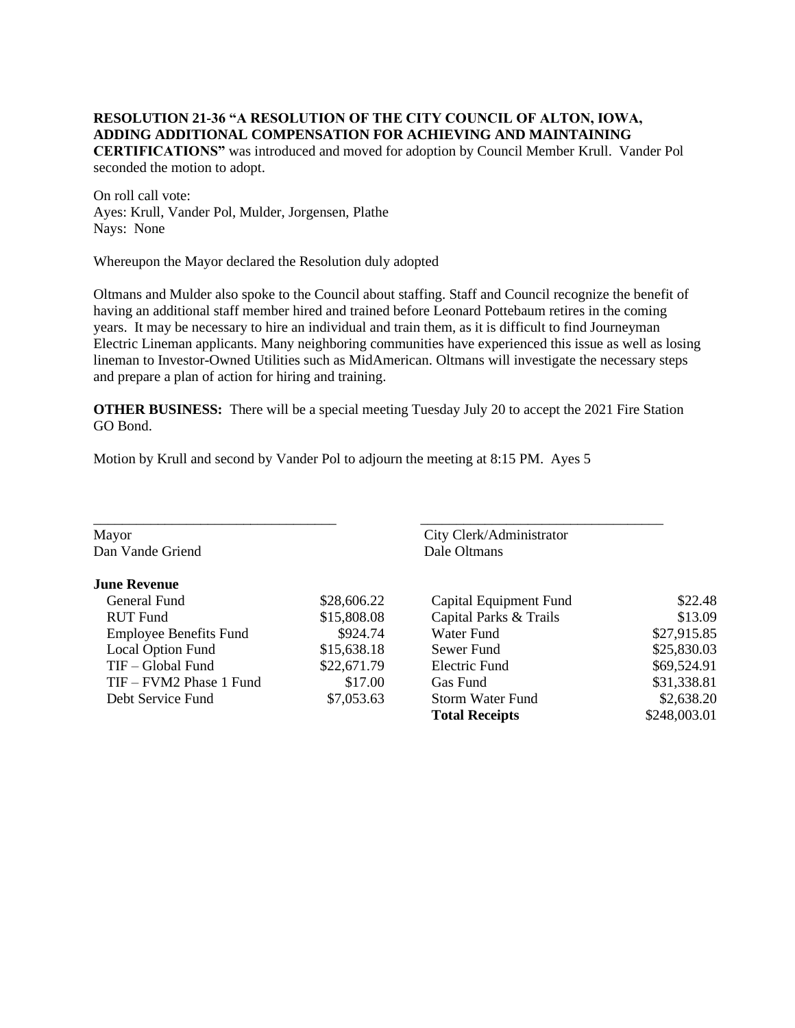**RESOLUTION 21-36 "A RESOLUTION OF THE CITY COUNCIL OF ALTON, IOWA, ADDING ADDITIONAL COMPENSATION FOR ACHIEVING AND MAINTAINING CERTIFICATIONS"** was introduced and moved for adoption by Council Member Krull. Vander Pol seconded the motion to adopt.

On roll call vote:
Ayes: Krull, Vander Pol, Mulder, Jorgensen, Plathe
Nays: None

Whereupon the Mayor declared the Resolution duly adopted

Oltmans and Mulder also spoke to the Council about staffing. Staff and Council recognize the benefit of having an additional staff member hired and trained before Leonard Pottebaum retires in the coming years. It may be necessary to hire an individual and train them, as it is difficult to find Journeyman Electric Lineman applicants. Many neighboring communities have experienced this issue as well as losing lineman to Investor-Owned Utilities such as MidAmerican. Oltmans will investigate the necessary steps and prepare a plan of action for hiring and training.

**OTHER BUSINESS:** There will be a special meeting Tuesday July 20 to accept the 2021 Fire Station GO Bond.

Motion by Krull and second by Vander Pol to adjourn the meeting at 8:15 PM. Ayes 5

\_\_\_\_\_\_\_\_\_\_\_\_\_\_\_\_\_\_\_\_\_\_\_\_\_\_\_\_\_\_\_\_\_\_
Mayor
Dan Vande Griend

\_\_\_\_\_\_\_\_\_\_\_\_\_\_\_\_\_\_\_\_\_\_\_\_\_\_\_\_\_\_\_\_\_\_
City Clerk/Administrator
Dale Oltmans

**June Revenue**

| | | | |
|---|---|---|---|
| General Fund | $28,606.22 | Capital Equipment Fund | $22.48 |
| RUT Fund | $15,808.08 | Capital Parks & Trails | $13.09 |
| Employee Benefits Fund | $924.74 | Water Fund | $27,915.85 |
| Local Option Fund | $15,638.18 | Sewer Fund | $25,830.03 |
| TIF – Global Fund | $22,671.79 | Electric Fund | $69,524.91 |
| TIF – FVM2 Phase 1 Fund | $17.00 | Gas Fund | $31,338.81 |
| Debt Service Fund | $7,053.63 | Storm Water Fund | $2,638.20 |
| | | **Total Receipts** | $248,003.01 |